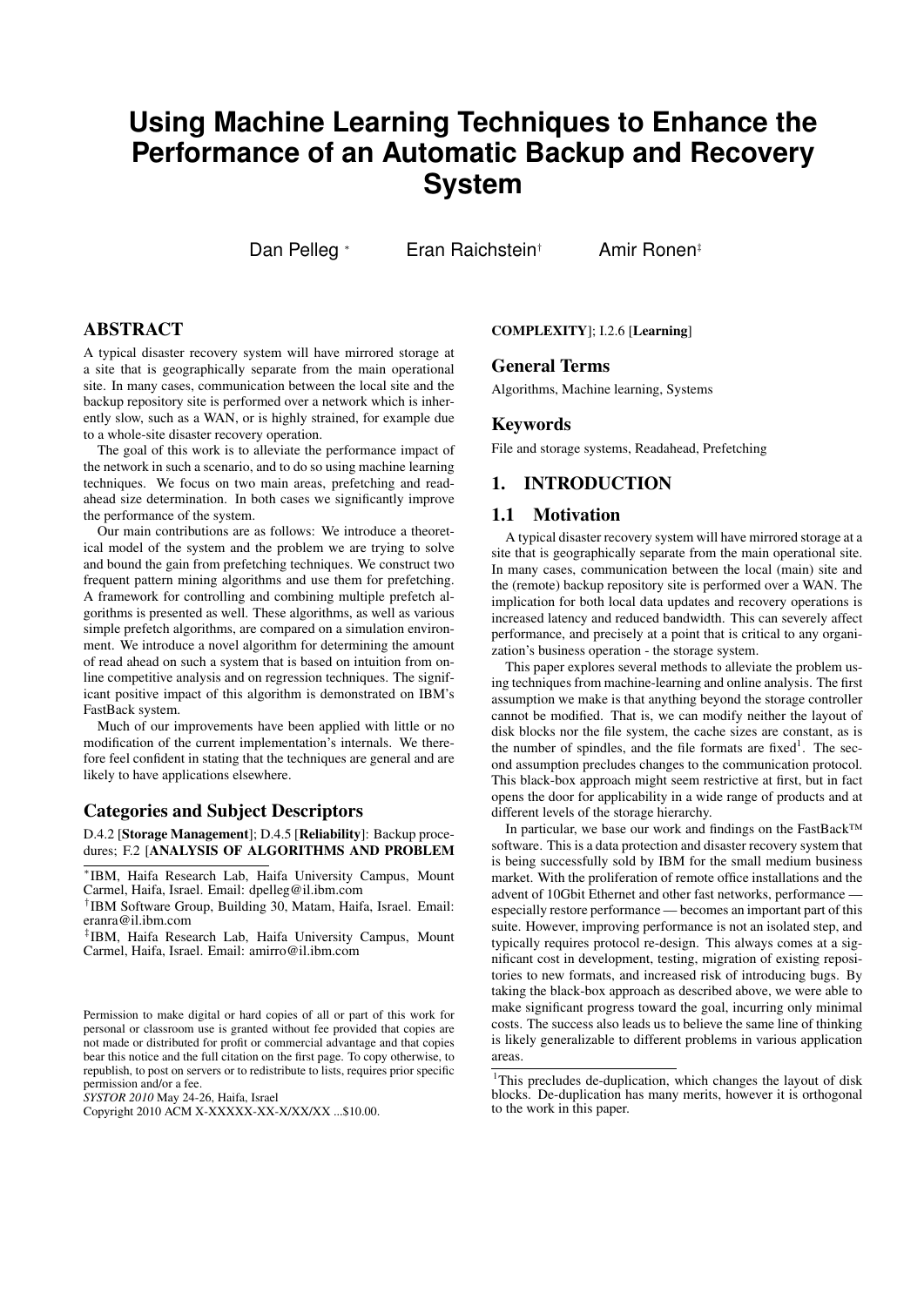# Using Machine Learning Techniques to Enhance the Performance of an Automatic Backup and Recovery System

Dan Pelleg [*] Eran Raichstein [†] Amir Ronen [‡]

## ABSTRACT

A typical disaster recovery system will have mirrored storage at a site that is geographically separate from the main operational site. In many cases, communication between the local site and the backup repository site is performed over a network which is inherently slow, such as a WAN, or is highly strained, for example due to a whole-site disaster recovery operation.

The goal of this work is to alleviate the performance impact of the network in such a scenario, and to do so using machine learning techniques. We focus on two main areas, prefetching and readahead size determination. In both cases we significantly improve the performance of the system.

Our main contributions are as follows: We introduce a theoretical model of the system and the problem we are trying to solve and bound the gain from prefetching techniques. We construct two frequent pattern mining algorithms and use them for prefetching. A framework for controlling and combining multiple prefetch algorithms is presented as well. These algorithms, as well as various simple prefetch algorithms, are compared on a simulation environment. We introduce a novel algorithm for determining the amount of read ahead on such a system that is based on intuition from online competitive analysis and on regression techniques. The significant positive impact of this algorithm is demonstrated on IBM's FastBack system.

Much of our improvements have been applied with little or no modification of the current implementation's internals. We therefore feel confident in stating that the techniques are general and are likely to have applications elsewhere.

### Categories and Subject Descriptors

D.4.2 [**Storage Management**]; D.4.5 [**Reliability**]: Backup procedures; F.2 [**ANALYSIS OF ALGORITHMS AND PROBLEM COMPLEXITY**]; I.2.6 [**Learning**]

### General Terms

Algorithms, Machine learning, Systems

### Keywords

File and storage systems, Readahead, Prefetching

## 1. INTRODUCTION

### 1.1 Motivation

A typical disaster recovery system will have mirrored storage at a site that is geographically separate from the main operational site. In many cases, communication between the local (main) site and the (remote) backup repository site is performed over a WAN. The implication for both local data updates and recovery operations is increased latency and reduced bandwidth. This can severely affect performance, and precisely at a point that is critical to any organization's business operation - the storage system.

This paper explores several methods to alleviate the problem using techniques from machine-learning and online analysis. The first assumption we make is that anything beyond the storage controller cannot be modified. That is, we can modify neither the layout of disk blocks nor the file system, the cache sizes are constant, as is the number of spindles, and the file formats are fixed[1]. The second assumption precludes changes to the communication protocol. This black-box approach might seem restrictive at first, but in fact opens the door for applicability in a wide range of products and at different levels of the storage hierarchy.

In particular, we base our work and findings on the FastBack™ software. This is a data protection and disaster recovery system that is being successfully sold by IBM for the small medium business market. With the proliferation of remote office installations and the advent of 10Gbit Ethernet and other fast networks, performance — especially restore performance — becomes an important part of this suite. However, improving performance is not an isolated step, and typically requires protocol re-design. This always comes at a significant cost in development, testing, migration of existing repositories to new formats, and increased risk of introducing bugs. By taking the black-box approach as described above, we were able to make significant progress toward the goal, incurring only minimal costs. The success also leads us to believe the same line of thinking is likely generalizable to different problems in various application areas.

---

[*] IBM, Haifa Research Lab, Haifa University Campus, Mount Carmel, Haifa, Israel. Email: dpelleg@il.ibm.com

[†] IBM Software Group, Building 30, Matam, Haifa, Israel. Email: eranra@il.ibm.com

[‡] IBM, Haifa Research Lab, Haifa University Campus, Mount Carmel, Haifa, Israel. Email: amirro@il.ibm.com

[1] This precludes de-duplication, which changes the layout of disk blocks. De-duplication has many merits, however it is orthogonal to the work in this paper.

Permission to make digital or hard copies of all or part of this work for personal or classroom use is granted without fee provided that copies are not made or distributed for profit or commercial advantage and that copies bear this notice and the full citation on the first page. To copy otherwise, to republish, to post on servers or to redistribute to lists, requires prior specific permission and/or a fee.
*SYSTOR 2010* May 24-26, Haifa, Israel
Copyright 2010 ACM X-XXXXX-XX-X/XX/XX ...$10.00.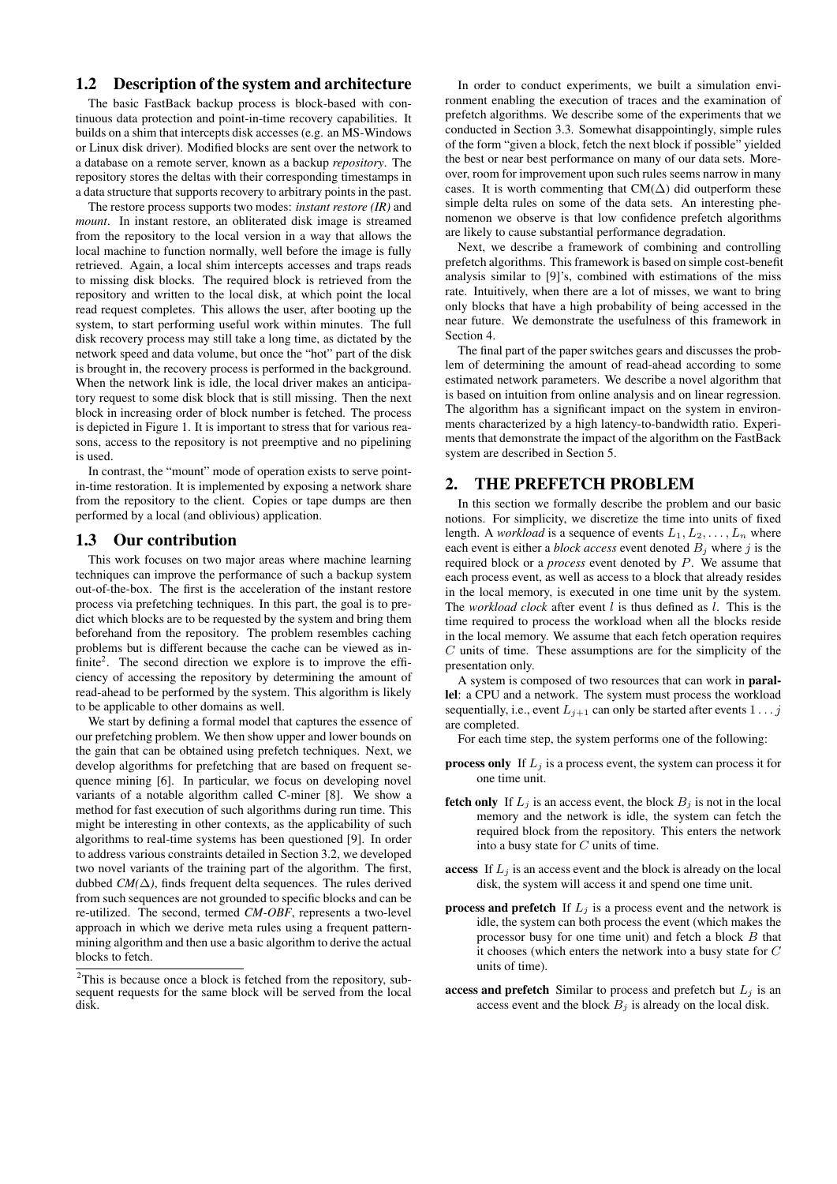## 1.2 Description of the system and architecture

The basic FastBack backup process is block-based with continuous data protection and point-in-time recovery capabilities. It builds on a shim that intercepts disk accesses (e.g. an MS-Windows or Linux disk driver). Modified blocks are sent over the network to a database on a remote server, known as a backup *repository*. The repository stores the deltas with their corresponding timestamps in a data structure that supports recovery to arbitrary points in the past.

The restore process supports two modes: *instant restore (IR)* and *mount*. In instant restore, an obliterated disk image is streamed from the repository to the local version in a way that allows the local machine to function normally, well before the image is fully retrieved. Again, a local shim intercepts accesses and traps reads to missing disk blocks. The required block is retrieved from the repository and written to the local disk, at which point the local read request completes. This allows the user, after booting up the system, to start performing useful work within minutes. The full disk recovery process may still take a long time, as dictated by the network speed and data volume, but once the "hot" part of the disk is brought in, the recovery process is performed in the background. When the network link is idle, the local driver makes an anticipatory request to some disk block that is still missing. Then the next block in increasing order of block number is fetched. The process is depicted in Figure 1. It is important to stress that for various reasons, access to the repository is not preemptive and no pipelining is used.

In contrast, the "mount" mode of operation exists to serve point-in-time restoration. It is implemented by exposing a network share from the repository to the client. Copies or tape dumps are then performed by a local (and oblivious) application.

## 1.3 Our contribution

This work focuses on two major areas where machine learning techniques can improve the performance of such a backup system out-of-the-box. The first is the acceleration of the instant restore process via prefetching techniques. In this part, the goal is to predict which blocks are to be requested by the system and bring them beforehand from the repository. The problem resembles caching problems but is different because the cache can be viewed as infinite[2]. The second direction we explore is to improve the efficiency of accessing the repository by determining the amount of read-ahead to be performed by the system. This algorithm is likely to be applicable to other domains as well.

We start by defining a formal model that captures the essence of our prefetching problem. We then show upper and lower bounds on the gain that can be obtained using prefetch techniques. Next, we develop algorithms for prefetching that are based on frequent sequence mining [6]. In particular, we focus on developing novel variants of a notable algorithm called C-miner [8]. We show a method for fast execution of such algorithms during run time. This might be interesting in other contexts, as the applicability of such algorithms to real-time systems has been questioned [9]. In order to address various constraints detailed in Section 3.2, we developed two novel variants of the training part of the algorithm. The first, dubbed *CM($\Delta$)*, finds frequent delta sequences. The rules derived from such sequences are not grounded to specific blocks and can be re-utilized. The second, termed *CM-OBF*, represents a two-level approach in which we derive meta rules using a frequent pattern-mining algorithm and then use a basic algorithm to derive the actual blocks to fetch.

[2]This is because once a block is fetched from the repository, subsequent requests for the same block will be served from the local disk.

In order to conduct experiments, we built a simulation environment enabling the execution of traces and the examination of prefetch algorithms. We describe some of the experiments that we conducted in Section 3.3. Somewhat disappointingly, simple rules of the form "given a block, fetch the next block if possible" yielded the best or near best performance on many of our data sets. Moreover, room for improvement upon such rules seems narrow in many cases. It is worth commenting that CM($\Delta$) did outperform these simple delta rules on some of the data sets. An interesting phenomenon we observe is that low confidence prefetch algorithms are likely to cause substantial performance degradation.

Next, we describe a framework of combining and controlling prefetch algorithms. This framework is based on simple cost-benefit analysis similar to [9]'s, combined with estimations of the miss rate. Intuitively, when there are a lot of misses, we want to bring only blocks that have a high probability of being accessed in the near future. We demonstrate the usefulness of this framework in Section 4.

The final part of the paper switches gears and discusses the problem of determining the amount of read-ahead according to some estimated network parameters. We describe a novel algorithm that is based on intuition from online analysis and on linear regression. The algorithm has a significant impact on the system in environments characterized by a high latency-to-bandwidth ratio. Experiments that demonstrate the impact of the algorithm on the FastBack system are described in Section 5.

# 2. THE PREFETCH PROBLEM

In this section we formally describe the problem and our basic notions. For simplicity, we discretize the time into units of fixed length. A *workload* is a sequence of events $L_1, L_2, \ldots, L_n$ where each event is either a *block access* event denoted $B_j$ where $j$ is the required block or a *process* event denoted by $P$. We assume that each process event, as well as access to a block that already resides in the local memory, is executed in one time unit by the system. The *workload clock* after event $l$ is thus defined as $l$. This is the time required to process the workload when all the blocks reside in the local memory. We assume that each fetch operation requires $C$ units of time. These assumptions are for the simplicity of the presentation only.

A system is composed of two resources that can work in **parallel**: a CPU and a network. The system must process the workload sequentially, i.e., event $L_{j+1}$ can only be started after events $1 \ldots j$ are completed.

For each time step, the system performs one of the following:

- **process only** If $L_j$ is a process event, the system can process it for one time unit.
- **fetch only** If $L_j$ is an access event, the block $B_j$ is not in the local memory and the network is idle, the system can fetch the required block from the repository. This enters the network into a busy state for $C$ units of time.
- **access** If $L_j$ is an access event and the block is already on the local disk, the system will access it and spend one time unit.
- **process and prefetch** If $L_j$ is a process event and the network is idle, the system can both process the event (which makes the processor busy for one time unit) and fetch a block $B$ that it chooses (which enters the network into a busy state for $C$ units of time).
- **access and prefetch** Similar to process and prefetch but $L_j$ is an access event and the block $B_j$ is already on the local disk.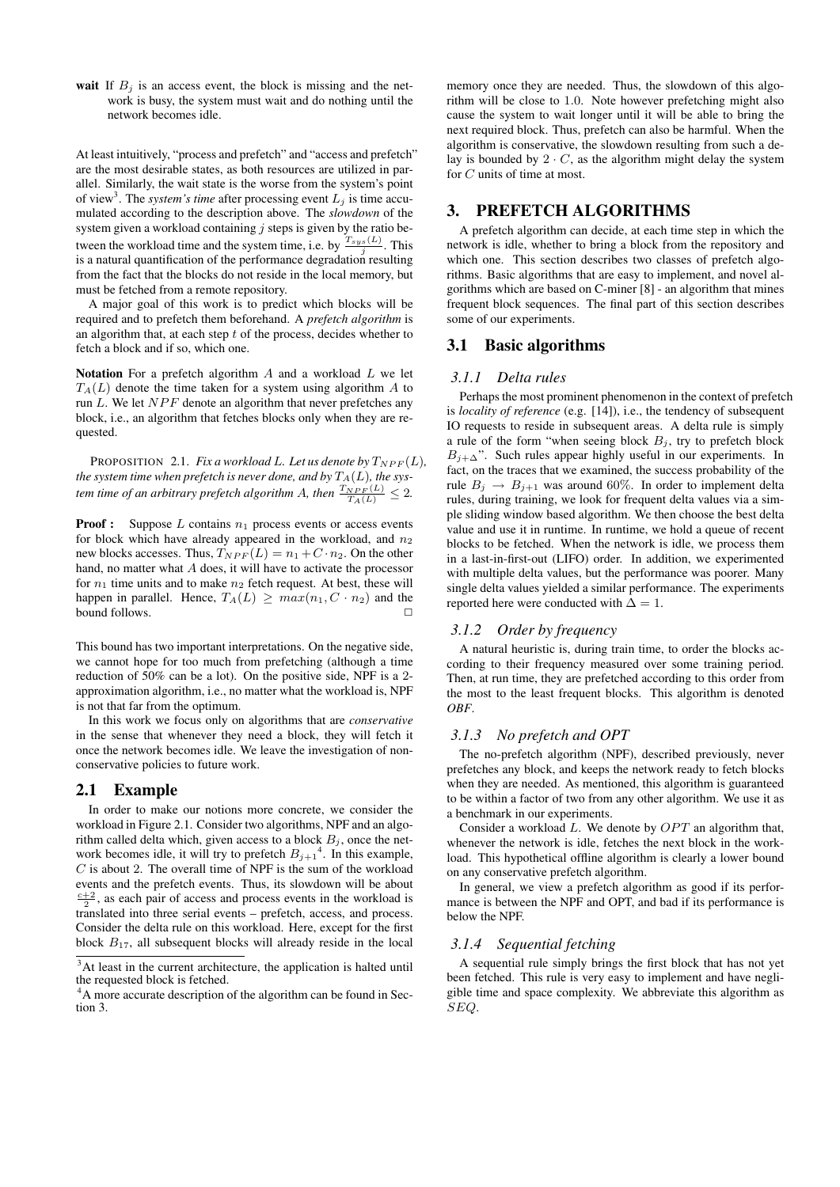**wait** If $B_j$ is an access event, the block is missing and the network is busy, the system must wait and do nothing until the network becomes idle.

At least intuitively, "process and prefetch" and "access and prefetch" are the most desirable states, as both resources are utilized in parallel. Similarly, the wait state is the worse from the system's point of view[3]. The *system's time* after processing event $L_j$ is time accumulated according to the description above. The *slowdown* of the system given a workload containing $j$ steps is given by the ratio between the workload time and the system time, i.e. by $\frac{T_{sys}(L)}{j}$. This is a natural quantification of the performance degradation resulting from the fact that the blocks do not reside in the local memory, but must be fetched from a remote repository.

A major goal of this work is to predict which blocks will be required and to prefetch them beforehand. A *prefetch algorithm* is an algorithm that, at each step $t$ of the process, decides whether to fetch a block and if so, which one.

**Notation** For a prefetch algorithm $A$ and a workload $L$ we let $T_A(L)$ denote the time taken for a system using algorithm $A$ to run $L$. We let $NPF$ denote an algorithm that never prefetches any block, i.e., an algorithm that fetches blocks only when they are requested.

PROPOSITION 2.1. *Fix a workload L. Let us denote by $T_{NPF}(L)$, the system time when prefetch is never done, and by $T_A(L)$, the system time of an arbitrary prefetch algorithm A, then $\frac{T_{NPF}(L)}{T_A(L)} \leq 2$.*

**Proof :** Suppose $L$ contains $n_1$ process events or access events for block which have already appeared in the workload, and $n_2$ new blocks accesses. Thus, $T_{NPF}(L) = n_1 + C \cdot n_2$. On the other hand, no matter what $A$ does, it will have to activate the processor for $n_1$ time units and to make $n_2$ fetch request. At best, these will happen in parallel. Hence, $T_A(L) \geq max(n_1, C \cdot n_2)$ and the bound follows. □

This bound has two important interpretations. On the negative side, we cannot hope for too much from prefetching (although a time reduction of 50% can be a lot). On the positive side, NPF is a 2-approximation algorithm, i.e., no matter what the workload is, NPF is not that far from the optimum.

In this work we focus only on algorithms that are *conservative* in the sense that whenever they need a block, they will fetch it once the network becomes idle. We leave the investigation of non-conservative policies to future work.

## 2.1 Example

In order to make our notions more concrete, we consider the workload in Figure 2.1. Consider two algorithms, NPF and an algorithm called delta which, given access to a block $B_j$, once the network becomes idle, it will try to prefetch $B_{j+1}$[4]. In this example, $C$ is about 2. The overall time of NPF is the sum of the workload events and the prefetch events. Thus, its slowdown will be about $\frac{c+2}{2}$, as each pair of access and process events in the workload is translated into three serial events – prefetch, access, and process. Consider the delta rule on this workload. Here, except for the first block $B_{17}$, all subsequent blocks will already reside in the local memory once they are needed. Thus, the slowdown of this algorithm will be close to 1.0. Note however prefetching might also cause the system to wait longer until it will be able to bring the next required block. Thus, prefetch can also be harmful. When the algorithm is conservative, the slowdown resulting from such a delay is bounded by $2 \cdot C$, as the algorithm might delay the system for $C$ units of time at most.

[3] At least in the current architecture, the application is halted until the requested block is fetched.

[4] A more accurate description of the algorithm can be found in Section 3.

# 3. PREFETCH ALGORITHMS

A prefetch algorithm can decide, at each time step in which the network is idle, whether to bring a block from the repository and which one. This section describes two classes of prefetch algorithms. Basic algorithms that are easy to implement, and novel algorithms which are based on C-miner [8] - an algorithm that mines frequent block sequences. The final part of this section describes some of our experiments.

## 3.1 Basic algorithms

### 3.1.1 Delta rules

Perhaps the most prominent phenomenon in the context of prefetch is *locality of reference* (e.g. [14]), i.e., the tendency of subsequent IO requests to reside in subsequent areas. A delta rule is simply a rule of the form "when seeing block $B_j$, try to prefetch block $B_{j+\Delta}$". Such rules appear highly useful in our experiments. In fact, on the traces that we examined, the success probability of the rule $B_j \rightarrow B_{j+1}$ was around 60%. In order to implement delta rules, during training, we look for frequent delta values via a simple sliding window based algorithm. We then choose the best delta value and use it in runtime. In runtime, we hold a queue of recent blocks to be fetched. When the network is idle, we process them in a last-in-first-out (LIFO) order. In addition, we experimented with multiple delta values, but the performance was poorer. Many single delta values yielded a similar performance. The experiments reported here were conducted with $\Delta = 1$.

### 3.1.2 Order by frequency

A natural heuristic is, during train time, to order the blocks according to their frequency measured over some training period. Then, at run time, they are prefetched according to this order from the most to the least frequent blocks. This algorithm is denoted *OBF*.

### 3.1.3 No prefetch and OPT

The no-prefetch algorithm (NPF), described previously, never prefetches any block, and keeps the network ready to fetch blocks when they are needed. As mentioned, this algorithm is guaranteed to be within a factor of two from any other algorithm. We use it as a benchmark in our experiments.

Consider a workload $L$. We denote by $OPT$ an algorithm that, whenever the network is idle, fetches the next block in the workload. This hypothetical offline algorithm is clearly a lower bound on any conservative prefetch algorithm.

In general, we view a prefetch algorithm as good if its performance is between the NPF and OPT, and bad if its performance is below the NPF.

### 3.1.4 Sequential fetching

A sequential rule simply brings the first block that has not yet been fetched. This rule is very easy to implement and have negligible time and space complexity. We abbreviate this algorithm as $SEQ$.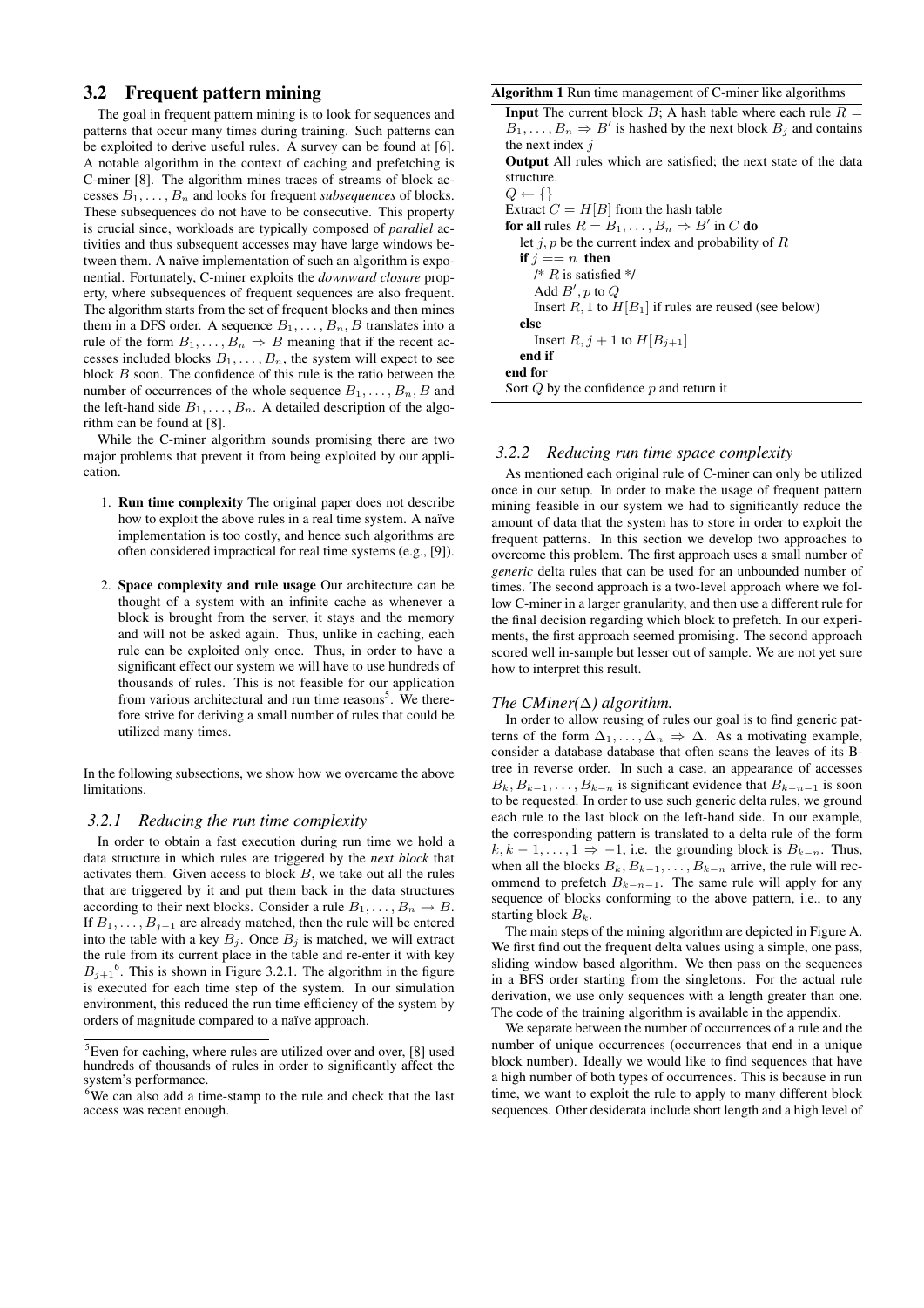### 3.2 Frequent pattern mining

The goal in frequent pattern mining is to look for sequences and patterns that occur many times during training. Such patterns can be exploited to derive useful rules. A survey can be found at [6]. A notable algorithm in the context of caching and prefetching is C-miner [8]. The algorithm mines traces of streams of block accesses $B_1, \dots, B_n$ and looks for frequent *subsequences* of blocks. These subsequences do not have to be consecutive. This property is crucial since, workloads are typically composed of *parallel* activities and thus subsequent accesses may have large windows between them. A naïve implementation of such an algorithm is exponential. Fortunately, C-miner exploits the *downward closure* property, where subsequences of frequent sequences are also frequent. The algorithm starts from the set of frequent blocks and then mines them in a DFS order. A sequence $B_1, \dots, B_n, B$ translates into a rule of the form $B_1, \dots, B_n \Rightarrow B$ meaning that if the recent accesses included blocks $B_1, \dots, B_n$, the system will expect to see block $B$ soon. The confidence of this rule is the ratio between the number of occurrences of the whole sequence $B_1, \dots, B_n, B$ and the left-hand side $B_1, \dots, B_n$. A detailed description of the algorithm can be found at [8].

While the C-miner algorithm sounds promising there are two major problems that prevent it from being exploited by our application.

1. **Run time complexity** The original paper does not describe how to exploit the above rules in a real time system. A naïve implementation is too costly, and hence such algorithms are often considered impractical for real time systems (e.g., [9]).

2. **Space complexity and rule usage** Our architecture can be thought of a system with an infinite cache as whenever a block is brought from the server, it stays and the memory and will not be asked again. Thus, unlike in caching, each rule can be exploited only once. Thus, in order to have a significant effect our system we will have to use hundreds of thousands of rules. This is not feasible for our application from various architectural and run time reasons[5]. We therefore strive for deriving a small number of rules that could be utilized many times.

In the following subsections, we show how we overcame the above limitations.

#### 3.2.1 Reducing the run time complexity

In order to obtain a fast execution during run time we hold a data structure in which rules are triggered by the *next block* that activates them. Given access to block $B$, we take out all the rules that are triggered by it and put them back in the data structures according to their next blocks. Consider a rule $B_1, \dots, B_n \rightarrow B$. If $B_1, \dots, B_{j-1}$ are already matched, then the rule will be entered into the table with a key $B_j$. Once $B_j$ is matched, we will extract the rule from its current place in the table and re-enter it with key $B_{j+1}$[6]. This is shown in Figure 3.2.1. The algorithm in the figure is executed for each time step of the system. In our simulation environment, this reduced the run time efficiency of the system by orders of magnitude compared to a naïve approach.

[5] Even for caching, where rules are utilized over and over, [8] used hundreds of thousands of rules in order to significantly affect the system's performance.

[6] We can also add a time-stamp to the rule and check that the last access was recent enough.

**Algorithm 1** Run time management of C-miner like algorithms

```
Input The current block B; A hash table where each rule R =
B_1, ..., B_n ⇒ B' is hashed by the next block B_j and contains
the next index j
Output All rules which are satisfied; the next state of the data
structure.
Q ← {}
Extract C = H[B] from the hash table
for all rules R = B_1, ..., B_n ⇒ B' in C do
   let j, p be the current index and probability of R
   if j == n then
      /* R is satisfied */
      Add B', p to Q
      Insert R, 1 to H[B_1] if rules are reused (see below)
   else
      Insert R, j + 1 to H[B_{j+1}]
   end if
end for
Sort Q by the confidence p and return it
```

#### 3.2.2 Reducing run time space complexity

As mentioned each original rule of C-miner can only be utilized once in our setup. In order to make the usage of frequent pattern mining feasible in our system we had to significantly reduce the amount of data that the system has to store in order to exploit the frequent patterns. In this section we develop two approaches to overcome this problem. The first approach uses a small number of *generic* delta rules that can be used for an unbounded number of times. The second approach is a two-level approach where we follow C-miner in a larger granularity, and then use a different rule for the final decision regarding which block to prefetch. In our experiments, the first approach seemed promising. The second approach scored well in-sample but lesser out of sample. We are not yet sure how to interpret this result.

*The CMiner($\Delta$) algorithm.*

In order to allow reusing of rules our goal is to find generic patterns of the form $\Delta_1, \dots, \Delta_n \Rightarrow \Delta$. As a motivating example, consider a database database that often scans the leaves of its B-tree in reverse order. In such a case, an appearance of accesses $B_k, B_{k-1}, \dots, B_{k-n}$ is significant evidence that $B_{k-n-1}$ is soon to be requested. In order to use such generic delta rules, we ground each rule to the last block on the left-hand side. In our example, the corresponding pattern is translated to a delta rule of the form $k, k-1, \dots, 1 \Rightarrow -1$, i.e. the grounding block is $B_{k-n}$. Thus, when all the blocks $B_k, B_{k-1}, \dots, B_{k-n}$ arrive, the rule will recommend to prefetch $B_{k-n-1}$. The same rule will apply for any sequence of blocks conforming to the above pattern, i.e., to any starting block $B_k$.

The main steps of the mining algorithm are depicted in Figure A. We first find out the frequent delta values using a simple, one pass, sliding window based algorithm. We then pass on the sequences in a BFS order starting from the singletons. For the actual rule derivation, we use only sequences with a length greater than one. The code of the training algorithm is available in the appendix.

We separate between the number of occurrences of a rule and the number of unique occurrences (occurrences that end in a unique block number). Ideally we would like to find sequences that have a high number of both types of occurrences. This is because in run time, we want to exploit the rule to apply to many different block sequences. Other desiderata include short length and a high level of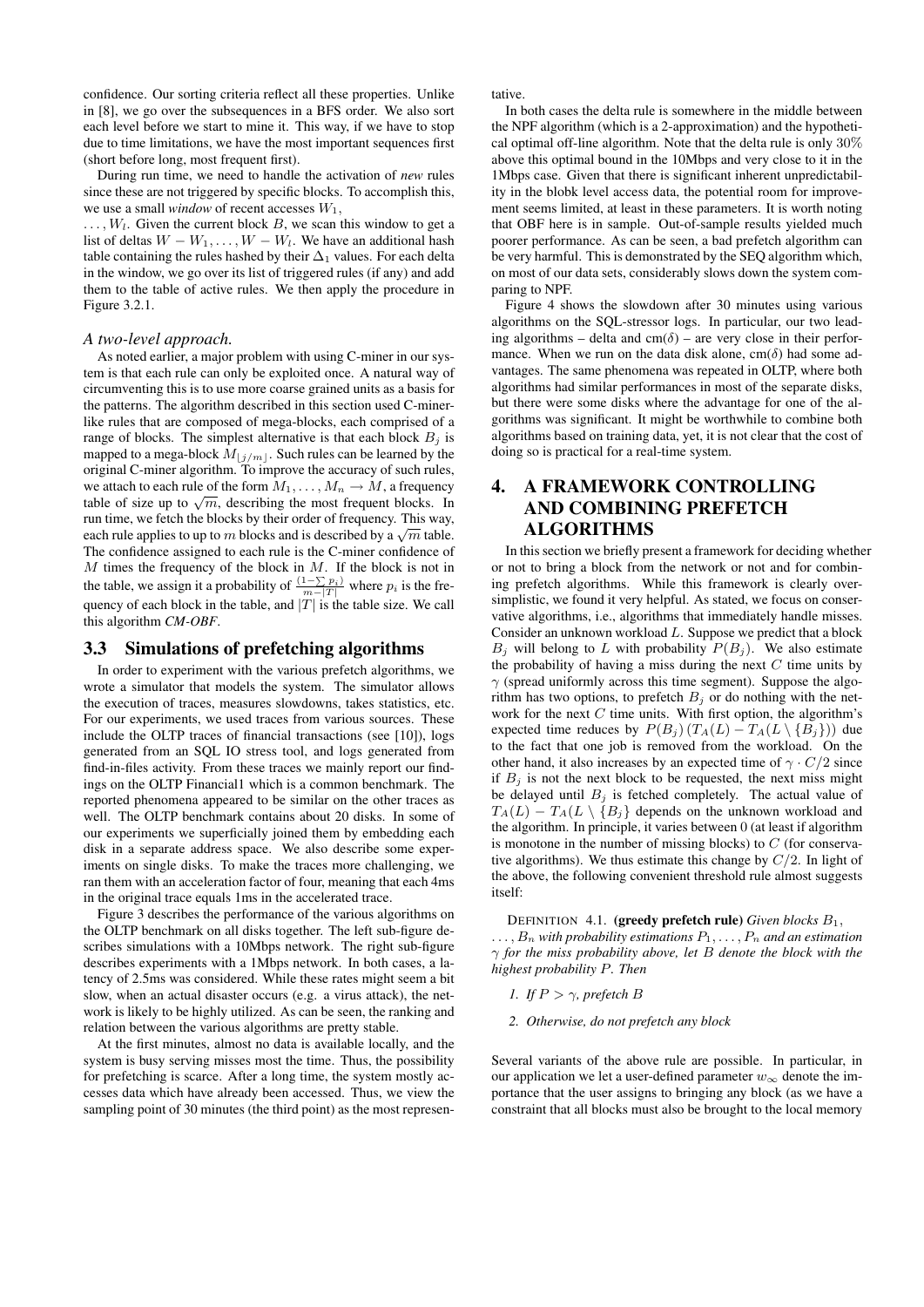confidence. Our sorting criteria reflect all these properties. Unlike in [8], we go over the subsequences in a BFS order. We also sort each level before we start to mine it. This way, if we have to stop due to time limitations, we have the most important sequences first (short before long, most frequent first).

During run time, we need to handle the activation of *new* rules since these are not triggered by specific blocks. To accomplish this, we use a small *window* of recent accesses $W_1$, $\ldots, W_l$. Given the current block $B$, we scan this window to get a list of deltas $W - W_1, \ldots, W - W_l$. We have an additional hash table containing the rules hashed by their $\Delta_1$ values. For each delta in the window, we go over its list of triggered rules (if any) and add them to the table of active rules. We then apply the procedure in Figure 3.2.1.

*A two-level approach.*

As noted earlier, a major problem with using C-miner in our system is that each rule can only be exploited once. A natural way of circumventing this is to use more coarse grained units as a basis for the patterns. The algorithm described in this section used C-miner-like rules that are composed of mega-blocks, each comprised of a range of blocks. The simplest alternative is that each block $B_j$ is mapped to a mega-block $M_{\lfloor j/m \rfloor}$. Such rules can be learned by the original C-miner algorithm. To improve the accuracy of such rules, we attach to each rule of the form $M_1, \ldots, M_n \rightarrow M$, a frequency table of size up to $\sqrt{m}$, describing the most frequent blocks. In run time, we fetch the blocks by their order of frequency. This way, each rule applies to up to $m$ blocks and is described by a $\sqrt{m}$ table. The confidence assigned to each rule is the C-miner confidence of $M$ times the frequency of the block in $M$. If the block is not in the table, we assign it a probability of $\frac{(1-\sum p_i)}{m-|T|}$ where $p_i$ is the frequency of each block in the table, and $|T|$ is the table size. We call this algorithm *CM-OBF*.

## 3.3 Simulations of prefetching algorithms

In order to experiment with the various prefetch algorithms, we wrote a simulator that models the system. The simulator allows the execution of traces, measures slowdowns, takes statistics, etc. For our experiments, we used traces from various sources. These include the OLTP traces of financial transactions (see [10]), logs generated from an SQL IO stress tool, and logs generated from find-in-files activity. From these traces we mainly report our findings on the OLTP Financial1 which is a common benchmark. The reported phenomena appeared to be similar on the other traces as well. The OLTP benchmark contains about 20 disks. In some of our experiments we superficially joined them by embedding each disk in a separate address space. We also describe some experiments on single disks. To make the traces more challenging, we ran them with an acceleration factor of four, meaning that each 4ms in the original trace equals 1ms in the accelerated trace.

Figure 3 describes the performance of the various algorithms on the OLTP benchmark on all disks together. The left sub-figure describes simulations with a 10Mbps network. The right sub-figure describes experiments with a 1Mbps network. In both cases, a latency of 2.5ms was considered. While these rates might seem a bit slow, when an actual disaster occurs (e.g. a virus attack), the network is likely to be highly utilized. As can be seen, the ranking and relation between the various algorithms are pretty stable.

At the first minutes, almost no data is available locally, and the system is busy serving misses most the time. Thus, the possibility for prefetching is scarce. After a long time, the system mostly accesses data which have already been accessed. Thus, we view the sampling point of 30 minutes (the third point) as the most representative.

In both cases the delta rule is somewhere in the middle between the NPF algorithm (which is a 2-approximation) and the hypothetical optimal off-line algorithm. Note that the delta rule is only 30% above this optimal bound in the 10Mbps and very close to it in the 1Mbps case. Given that there is significant inherent unpredictability in the blobk level access data, the potential room for improvement seems limited, at least in these parameters. It is worth noting that OBF here is in sample. Out-of-sample results yielded much poorer performance. As can be seen, a bad prefetch algorithm can be very harmful. This is demonstrated by the SEQ algorithm which, on most of our data sets, considerably slows down the system comparing to NPF.

Figure 4 shows the slowdown after 30 minutes using various algorithms on the SQL-stressor logs. In particular, our two leading algorithms – delta and cm($\delta$) – are very close in their performance. When we run on the data disk alone, cm($\delta$) had some advantages. The same phenomena was repeated in OLTP, where both algorithms had similar performances in most of the separate disks, but there were some disks where the advantage for one of the algorithms was significant. It might be worthwhile to combine both algorithms based on training data, yet, it is not clear that the cost of doing so is practical for a real-time system.

# 4. A FRAMEWORK CONTROLLING AND COMBINING PREFETCH ALGORITHMS

In this section we briefly present a framework for deciding whether or not to bring a block from the network or not and for combining prefetch algorithms. While this framework is clearly oversimplistic, we found it very helpful. As stated, we focus on conservative algorithms, i.e., algorithms that immediately handle misses. Consider an unknown workload $L$. Suppose we predict that a block $B_j$ will belong to $L$ with probability $P(B_j)$. We also estimate the probability of having a miss during the next $C$ time units by $\gamma$ (spread uniformly across this time segment). Suppose the algorithm has two options, to prefetch $B_j$ or do nothing with the network for the next $C$ time units. With first option, the algorithm's expected time reduces by $P(B_j)\,(T_A(L) - T_A(L \setminus \{B_j\}))$ due to the fact that one job is removed from the workload. On the other hand, it also increases by an expected time of $\gamma \cdot C/2$ since if $B_j$ is not the next block to be requested, the next miss might be delayed until $B_j$ is fetched completely. The actual value of $T_A(L) - T_A(L \setminus \{B_j\}$ depends on the unknown workload and the algorithm. In principle, it varies between 0 (at least if algorithm is monotone in the number of missing blocks) to $C$ (for conservative algorithms). We thus estimate this change by $C/2$. In light of the above, the following convenient threshold rule almost suggests itself:

DEFINITION 4.1. **(greedy prefetch rule)** *Given blocks $B_1$, $\ldots, B_n$ with probability estimations $P_1, \ldots, P_n$ and an estimation $\gamma$ for the miss probability above, let $B$ denote the block with the highest probability $P$. Then*

1. *If $P > \gamma$, prefetch $B$*
2. *Otherwise, do not prefetch any block*

Several variants of the above rule are possible. In particular, in our application we let a user-defined parameter $w_\infty$ denote the importance that the user assigns to bringing any block (as we have a constraint that all blocks must also be brought to the local memory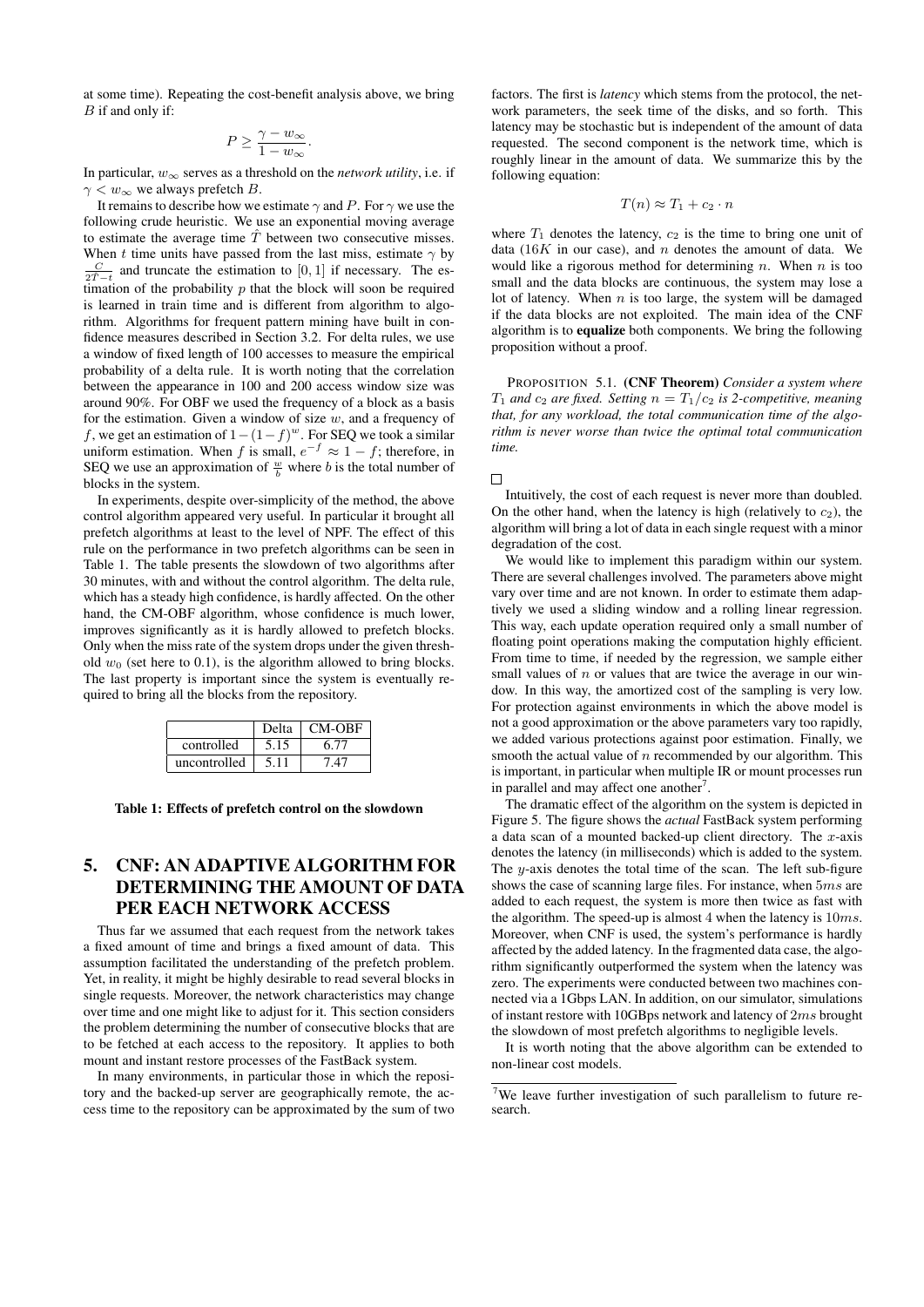at some time). Repeating the cost-benefit analysis above, we bring $B$ if and only if:

$$P \geq \frac{\gamma - w_\infty}{1 - w_\infty}.$$

In particular, $w_\infty$ serves as a threshold on the *network utility*, i.e. if $\gamma < w_\infty$ we always prefetch $B$.

It remains to describe how we estimate $\gamma$ and $P$. For $\gamma$ we use the following crude heuristic. We use an exponential moving average to estimate the average time $\hat{T}$ between two consecutive misses. When $t$ time units have passed from the last miss, estimate $\gamma$ by $\frac{C}{2\hat{T}-t}$ and truncate the estimation to $[0, 1]$ if necessary. The estimation of the probability $p$ that the block will soon be required is learned in train time and is different from algorithm to algorithm. Algorithms for frequent pattern mining have built in confidence measures described in Section 3.2. For delta rules, we use a window of fixed length of 100 accesses to measure the empirical probability of a delta rule. It is worth noting that the correlation between the appearance in 100 and 200 access window size was around 90%. For OBF we used the frequency of a block as a basis for the estimation. Given a window of size $w$, and a frequency of $f$, we get an estimation of $1-(1-f)^w$. For SEQ we took a similar uniform estimation. When $f$ is small, $e^{-f} \approx 1 - f$; therefore, in SEQ we use an approximation of $\frac{w}{b}$ where $b$ is the total number of blocks in the system.

In experiments, despite over-simplicity of the method, the above control algorithm appeared very useful. In particular it brought all prefetch algorithms at least to the level of NPF. The effect of this rule on the performance in two prefetch algorithms can be seen in Table 1. The table presents the slowdown of two algorithms after 30 minutes, with and without the control algorithm. The delta rule, which has a steady high confidence, is hardly affected. On the other hand, the CM-OBF algorithm, whose confidence is much lower, improves significantly as it is hardly allowed to prefetch blocks. Only when the miss rate of the system drops under the given threshold $w_0$ (set here to 0.1), is the algorithm allowed to bring blocks. The last property is important since the system is eventually required to bring all the blocks from the repository.

| | Delta | CM-OBF |
|---|---|---|
| controlled | 5.15 | 6.77 |
| uncontrolled | 5.11 | 7.47 |

**Table 1: Effects of prefetch control on the slowdown**

## 5. CNF: AN ADAPTIVE ALGORITHM FOR DETERMINING THE AMOUNT OF DATA PER EACH NETWORK ACCESS

Thus far we assumed that each request from the network takes a fixed amount of time and brings a fixed amount of data. This assumption facilitated the understanding of the prefetch problem. Yet, in reality, it might be highly desirable to read several blocks in single requests. Moreover, the network characteristics may change over time and one might like to adjust for it. This section considers the problem determining the number of consecutive blocks that are to be fetched at each access to the repository. It applies to both mount and instant restore processes of the FastBack system.

In many environments, in particular those in which the repository and the backed-up server are geographically remote, the access time to the repository can be approximated by the sum of two factors. The first is *latency* which stems from the protocol, the network parameters, the seek time of the disks, and so forth. This latency may be stochastic but is independent of the amount of data requested. The second component is the network time, which is roughly linear in the amount of data. We summarize this by the following equation:

$$T(n) \approx T_1 + c_2 \cdot n$$

where $T_1$ denotes the latency, $c_2$ is the time to bring one unit of data ($16K$ in our case), and $n$ denotes the amount of data. We would like a rigorous method for determining $n$. When $n$ is too small and the data blocks are continuous, the system may lose a lot of latency. When $n$ is too large, the system will be damaged if the data blocks are not exploited. The main idea of the CNF algorithm is to **equalize** both components. We bring the following proposition without a proof.

PROPOSITION 5.1. **(CNF Theorem)** *Consider a system where $T_1$ and $c_2$ are fixed. Setting $n = T_1/c_2$ is 2-competitive, meaning that, for any workload, the total communication time of the algorithm is never worse than twice the optimal total communication time.*

□

Intuitively, the cost of each request is never more than doubled. On the other hand, when the latency is high (relatively to $c_2$), the algorithm will bring a lot of data in each single request with a minor degradation of the cost.

We would like to implement this paradigm within our system. There are several challenges involved. The parameters above might vary over time and are not known. In order to estimate them adaptively we used a sliding window and a rolling linear regression. This way, each update operation required only a small number of floating point operations making the computation highly efficient. From time to time, if needed by the regression, we sample either small values of $n$ or values that are twice the average in our window. In this way, the amortized cost of the sampling is very low. For protection against environments in which the above model is not a good approximation or the above parameters vary too rapidly, we added various protections against poor estimation. Finally, we smooth the actual value of $n$ recommended by our algorithm. This is important, in particular when multiple IR or mount processes run in parallel and may affect one another[7].

The dramatic effect of the algorithm on the system is depicted in Figure 5. The figure shows the *actual* FastBack system performing a data scan of a mounted backed-up client directory. The $x$-axis denotes the latency (in milliseconds) which is added to the system. The $y$-axis denotes the total time of the scan. The left sub-figure shows the case of scanning large files. For instance, when $5ms$ are added to each request, the system is more then twice as fast with the algorithm. The speed-up is almost 4 when the latency is $10ms$. Moreover, when CNF is used, the system's performance is hardly affected by the added latency. In the fragmented data case, the algorithm significantly outperformed the system when the latency was zero. The experiments were conducted between two machines connected via a 1Gbps LAN. In addition, on our simulator, simulations of instant restore with 10GBps network and latency of $2ms$ brought the slowdown of most prefetch algorithms to negligible levels.

It is worth noting that the above algorithm can be extended to non-linear cost models.

[7]We leave further investigation of such parallelism to future research.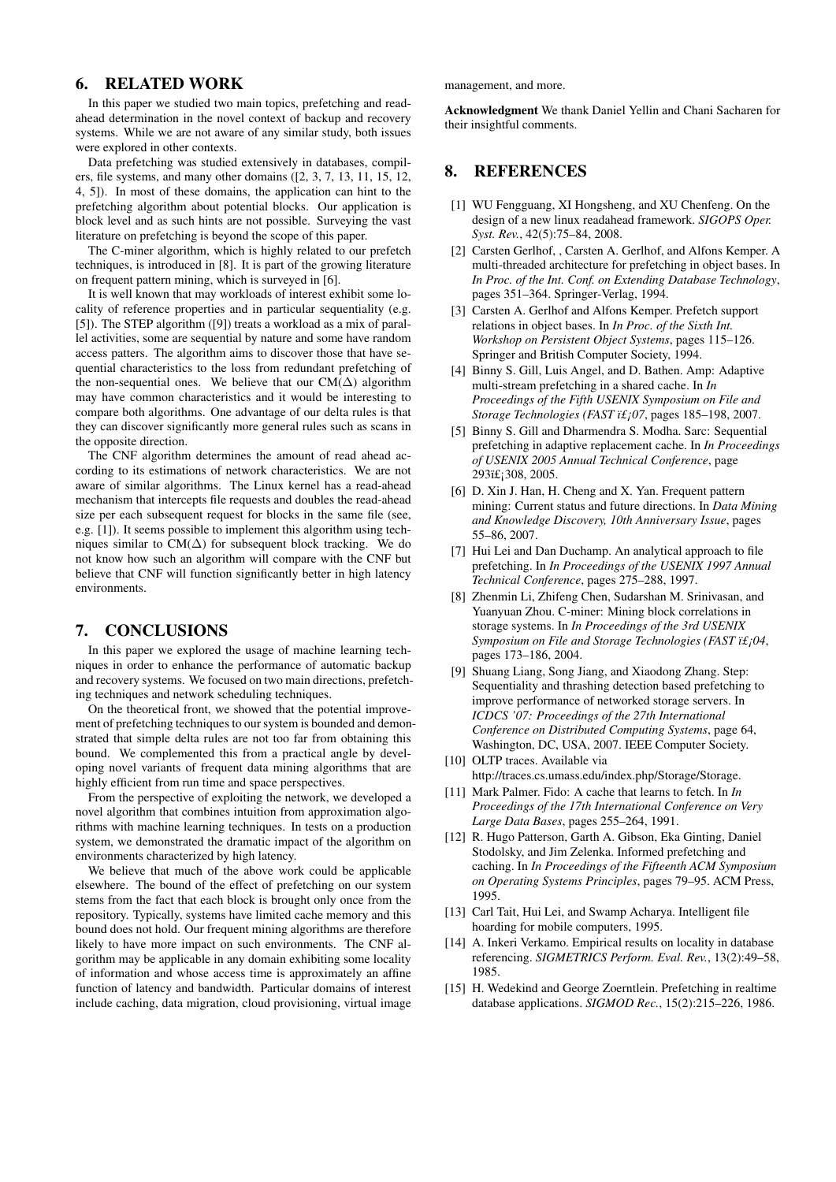## 6. RELATED WORK

In this paper we studied two main topics, prefetching and read-ahead determination in the novel context of backup and recovery systems. While we are not aware of any similar study, both issues were explored in other contexts.

Data prefetching was studied extensively in databases, compilers, file systems, and many other domains ([2, 3, 7, 13, 11, 15, 12, 4, 5]). In most of these domains, the application can hint to the prefetching algorithm about potential blocks. Our application is block level and as such hints are not possible. Surveying the vast literature on prefetching is beyond the scope of this paper.

The C-miner algorithm, which is highly related to our prefetch techniques, is introduced in [8]. It is part of the growing literature on frequent pattern mining, which is surveyed in [6].

It is well known that may workloads of interest exhibit some locality of reference properties and in particular sequentiality (e.g. [5]). The STEP algorithm ([9]) treats a workload as a mix of parallel activities, some are sequential by nature and some have random access patters. The algorithm aims to discover those that have sequential characteristics to the loss from redundant prefetching of the non-sequential ones. We believe that our CM($\Delta$) algorithm may have common characteristics and it would be interesting to compare both algorithms. One advantage of our delta rules is that they can discover significantly more general rules such as scans in the opposite direction.

The CNF algorithm determines the amount of read ahead according to its estimations of network characteristics. We are not aware of similar algorithms. The Linux kernel has a read-ahead mechanism that intercepts file requests and doubles the read-ahead size per each subsequent request for blocks in the same file (see, e.g. [1]). It seems possible to implement this algorithm using techniques similar to CM($\Delta$) for subsequent block tracking. We do not know how such an algorithm will compare with the CNF but believe that CNF will function significantly better in high latency environments.

## 7. CONCLUSIONS

In this paper we explored the usage of machine learning techniques in order to enhance the performance of automatic backup and recovery systems. We focused on two main directions, prefetching techniques and network scheduling techniques.

On the theoretical front, we showed that the potential improvement of prefetching techniques to our system is bounded and demonstrated that simple delta rules are not too far from obtaining this bound. We complemented this from a practical angle by developing novel variants of frequent data mining algorithms that are highly efficient from run time and space perspectives.

From the perspective of exploiting the network, we developed a novel algorithm that combines intuition from approximation algorithms with machine learning techniques. In tests on a production system, we demonstrated the dramatic impact of the algorithm on environments characterized by high latency.

We believe that much of the above work could be applicable elsewhere. The bound of the effect of prefetching on our system stems from the fact that each block is brought only once from the repository. Typically, systems have limited cache memory and this bound does not hold. Our frequent mining algorithms are therefore likely to have more impact on such environments. The CNF algorithm may be applicable in any domain exhibiting some locality of information and whose access time is approximately an affine function of latency and bandwidth. Particular domains of interest include caching, data migration, cloud provisioning, virtual image management, and more.

**Acknowledgment** We thank Daniel Yellin and Chani Sacharen for their insightful comments.

## 8. REFERENCES

- [1] WU Fengguang, XI Hongsheng, and XU Chenfeng. On the design of a new linux readahead framework. *SIGOPS Oper. Syst. Rev.*, 42(5):75–84, 2008.
- [2] Carsten Gerlhof, , Carsten A. Gerlhof, and Alfons Kemper. A multi-threaded architecture for prefetching in object bases. In *In Proc. of the Int. Conf. on Extending Database Technology*, pages 351–364. Springer-Verlag, 1994.
- [3] Carsten A. Gerlhof and Alfons Kemper. Prefetch support relations in object bases. In *In Proc. of the Sixth Int. Workshop on Persistent Object Systems*, pages 115–126. Springer and British Computer Society, 1994.
- [4] Binny S. Gill, Luis Angel, and D. Bathen. Amp: Adaptive multi-stream prefetching in a shared cache. In *In Proceedings of the Fifth USENIX Symposium on File and Storage Technologies (FAST ï£¡07*, pages 185–198, 2007.
- [5] Binny S. Gill and Dharmendra S. Modha. Sarc: Sequential prefetching in adaptive replacement cache. In *In Proceedings of USENIX 2005 Annual Technical Conference*, page 293ï£¡308, 2005.
- [6] D. Xin J. Han, H. Cheng and X. Yan. Frequent pattern mining: Current status and future directions. In *Data Mining and Knowledge Discovery, 10th Anniversary Issue*, pages 55–86, 2007.
- [7] Hui Lei and Dan Duchamp. An analytical approach to file prefetching. In *In Proceedings of the USENIX 1997 Annual Technical Conference*, pages 275–288, 1997.
- [8] Zhenmin Li, Zhifeng Chen, Sudarshan M. Srinivasan, and Yuanyuan Zhou. C-miner: Mining block correlations in storage systems. In *In Proceedings of the 3rd USENIX Symposium on File and Storage Technologies (FAST ï£¡04*, pages 173–186, 2004.
- [9] Shuang Liang, Song Jiang, and Xiaodong Zhang. Step: Sequentiality and thrashing detection based prefetching to improve performance of networked storage servers. In *ICDCS '07: Proceedings of the 27th International Conference on Distributed Computing Systems*, page 64, Washington, DC, USA, 2007. IEEE Computer Society.
- [10] OLTP traces. Available via http://traces.cs.umass.edu/index.php/Storage/Storage.
- [11] Mark Palmer. Fido: A cache that learns to fetch. In *In Proceedings of the 17th International Conference on Very Large Data Bases*, pages 255–264, 1991.
- [12] R. Hugo Patterson, Garth A. Gibson, Eka Ginting, Daniel Stodolsky, and Jim Zelenka. Informed prefetching and caching. In *In Proceedings of the Fifteenth ACM Symposium on Operating Systems Principles*, pages 79–95. ACM Press, 1995.
- [13] Carl Tait, Hui Lei, and Swamp Acharya. Intelligent file hoarding for mobile computers, 1995.
- [14] A. Inkeri Verkamo. Empirical results on locality in database referencing. *SIGMETRICS Perform. Eval. Rev.*, 13(2):49–58, 1985.
- [15] H. Wedekind and George Zoerntlein. Prefetching in realtime database applications. *SIGMOD Rec.*, 15(2):215–226, 1986.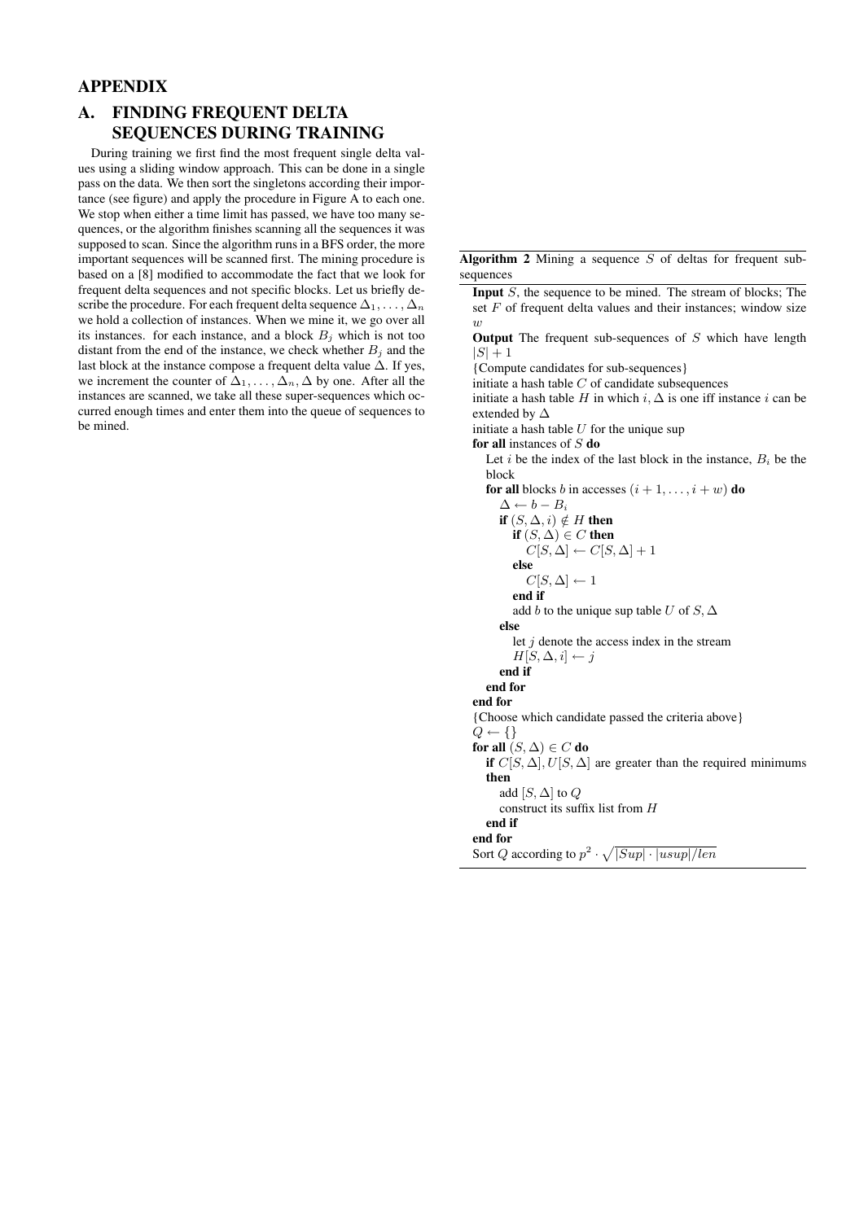# APPENDIX

## A. FINDING FREQUENT DELTA SEQUENCES DURING TRAINING

During training we first find the most frequent single delta values using a sliding window approach. This can be done in a single pass on the data. We then sort the singletons according their importance (see figure) and apply the procedure in Figure A to each one. We stop when either a time limit has passed, we have too many sequences, or the algorithm finishes scanning all the sequences it was supposed to scan. Since the algorithm runs in a BFS order, the more important sequences will be scanned first. The mining procedure is based on a [8] modified to accommodate the fact that we look for frequent delta sequences and not specific blocks. Let us briefly describe the procedure. For each frequent delta sequence $\Delta_1, \ldots, \Delta_n$ we hold a collection of instances. When we mine it, we go over all its instances. for each instance, and a block $B_j$ which is not too distant from the end of the instance, we check whether $B_j$ and the last block at the instance compose a frequent delta value $\Delta$. If yes, we increment the counter of $\Delta_1, \ldots, \Delta_n, \Delta$ by one. After all the instances are scanned, we take all these super-sequences which occurred enough times and enter them into the queue of sequences to be mined.

---

**Algorithm 2** Mining a sequence $S$ of deltas for frequent sub-sequences

---

**Input** $S$, the sequence to be mined. The stream of blocks; The set $F$ of frequent delta values and their instances; window size $w$

**Output** The frequent sub-sequences of $S$ which have length $|S|+1$

{Compute candidates for sub-sequences}
initiate a hash table $C$ of candidate subsequences
initiate a hash table $H$ in which $i, \Delta$ is one iff instance $i$ can be extended by $\Delta$
initiate a hash table $U$ for the unique sup
**for all** instances of $S$ **do**
  Let $i$ be the index of the last block in the instance, $B_i$ be the block
  **for all** blocks $b$ in accesses $(i+1, \ldots, i+w)$ **do**
    $\Delta \leftarrow b - B_i$
    **if** $(S, \Delta, i) \notin H$ **then**
      **if** $(S, \Delta) \in C$ **then**
        $C[S, \Delta] \leftarrow C[S, \Delta] + 1$
      **else**
        $C[S, \Delta] \leftarrow 1$
      **end if**
      add $b$ to the unique sup table $U$ of $S, \Delta$
    **else**
      let $j$ denote the access index in the stream
      $H[S, \Delta, i] \leftarrow j$
    **end if**
  **end for**
**end for**
{Choose which candidate passed the criteria above}
$Q \leftarrow \{\}$
**for all** $(S, \Delta) \in C$ **do**
  **if** $C[S, \Delta], U[S, \Delta]$ are greater than the required minimums **then**
    add $[S, \Delta]$ to $Q$
    construct its suffix list from $H$
  **end if**
**end for**
Sort $Q$ according to $p^2 \cdot \sqrt{|Sup| \cdot |usup| / len}$

---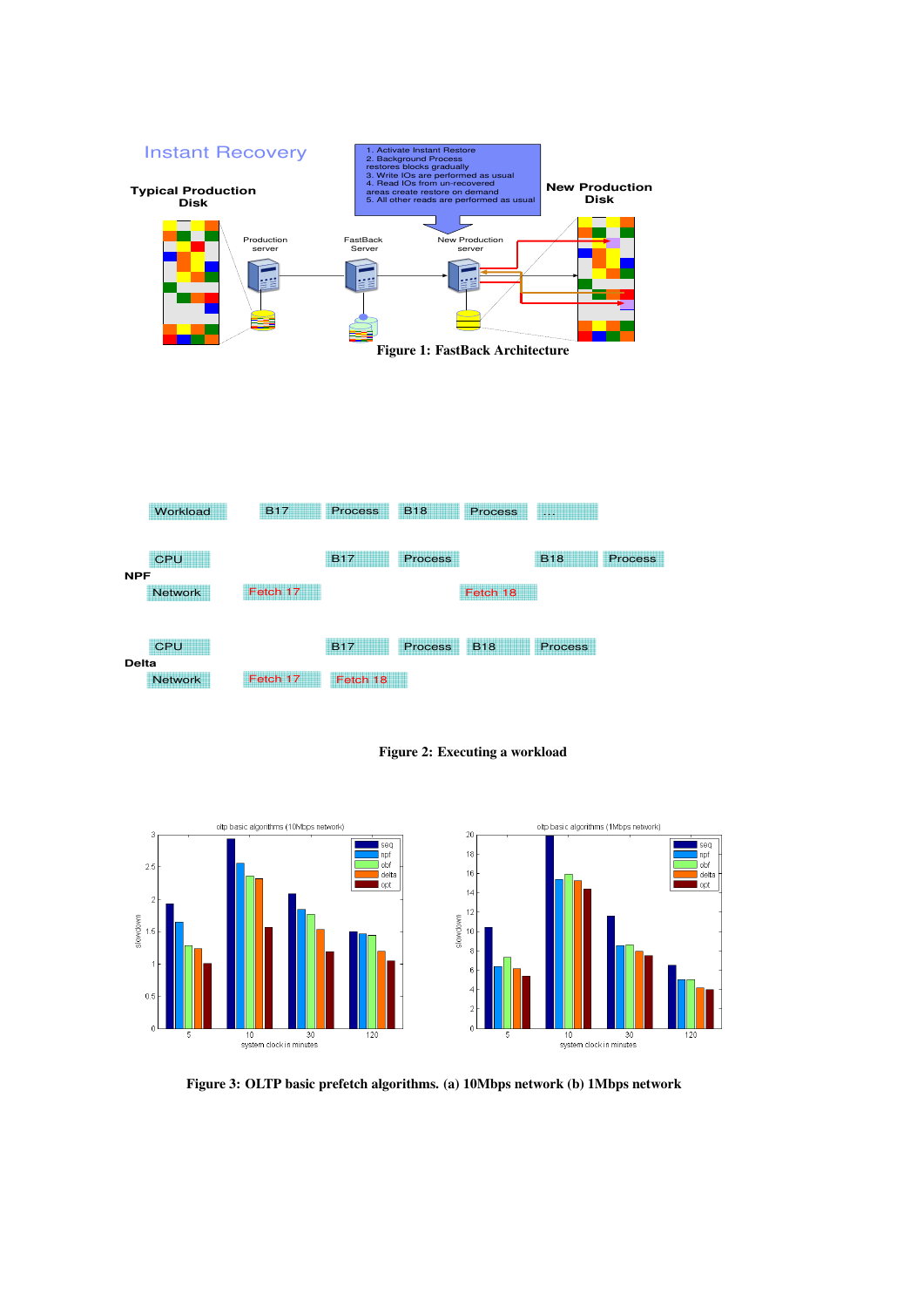Figure 1: FastBack Architecture

Figure 2: Executing a workload

Figure 3: OLTP basic prefetch algorithms. (a) 10Mbps network (b) 1Mbps network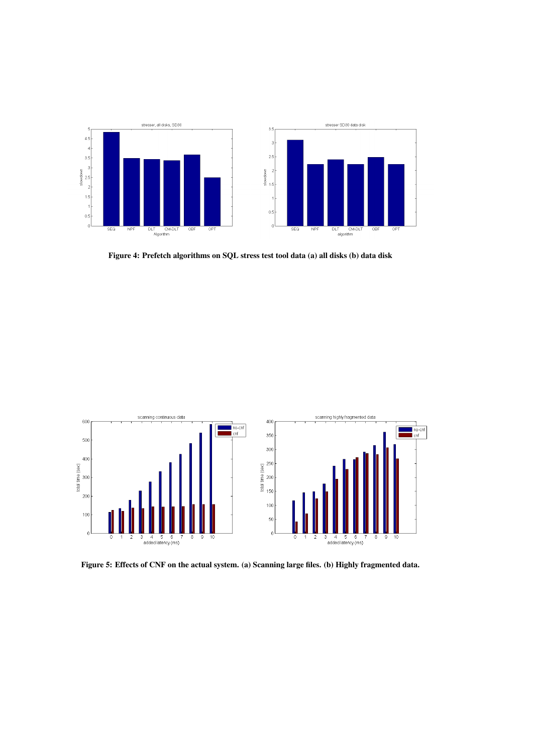stresser, all disks, SD30

slowdown

0
0.5
1
1.5
2
2.5
3
3.5
4
4.5
5

SEQ NPF DLT CM-DLT OBF OPT

Algorithm

stresser SD30 data disk

slowdown

0
0.5
1
1.5
2
2.5
3
3.5

SEQ NPF DLT CM-DLT OBF OPT

algorithm

**Figure 4: Prefetch algorithms on SQL stress test tool data (a) all disks (b) data disk**

scanning continuous data

total time (sec)

0
100
200
300
400
500
600

0 1 2 3 4 5 6 7 8 9 10

added latency (ms)

no-cnf
cnf

scanning highly fragmented data

total time (sec)

0
50
100
150
200
250
300
350
400

0 1 2 3 4 5 6 7 8 9 10

added latency (ms)

no-cnf
cnf

**Figure 5: Effects of CNF on the actual system. (a) Scanning large files. (b) Highly fragmented data.**